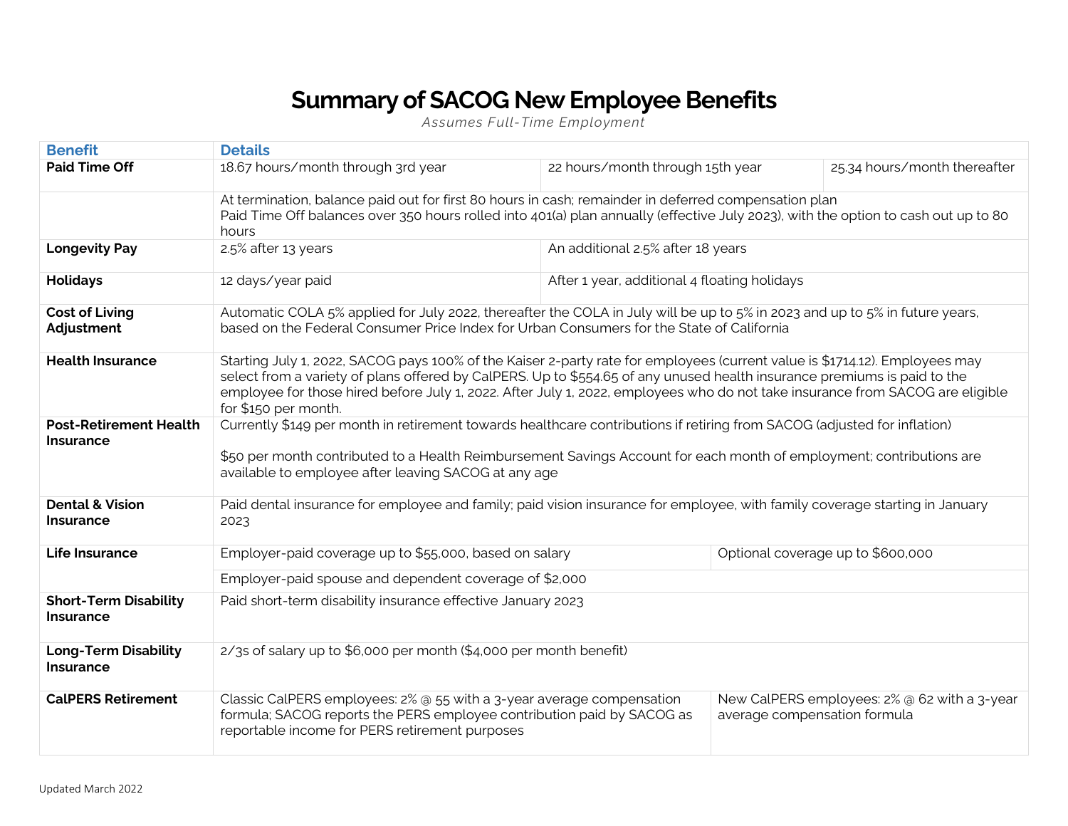# Summary of SACOG New Employee Benefits

*Assumes Full-Time Employment*

| Benefit | Details | | |
|---|---|---|---|
| **Paid Time Off** | 18.67 hours/month through 3rd year | 22 hours/month through 15th year | 25.34 hours/month thereafter |
| | At termination, balance paid out for first 80 hours in cash; remainder in deferred compensation plan<br>Paid Time Off balances over 350 hours rolled into 401(a) plan annually (effective July 2023), with the option to cash out up to 80 hours | | |
| **Longevity Pay** | 2.5% after 13 years | An additional 2.5% after 18 years | |
| **Holidays** | 12 days/year paid | After 1 year, additional 4 floating holidays | |
| **Cost of Living Adjustment** | Automatic COLA 5% applied for July 2022, thereafter the COLA in July will be up to 5% in 2023 and up to 5% in future years, based on the Federal Consumer Price Index for Urban Consumers for the State of California | | |
| **Health Insurance** | Starting July 1, 2022, SACOG pays 100% of the Kaiser 2-party rate for employees (current value is $1714.12). Employees may select from a variety of plans offered by CalPERS. Up to $554.65 of any unused health insurance premiums is paid to the employee for those hired before July 1, 2022. After July 1, 2022, employees who do not take insurance from SACOG are eligible for $150 per month. | | |
| **Post-Retirement Health Insurance** | Currently $149 per month in retirement towards healthcare contributions if retiring from SACOG (adjusted for inflation)<br><br>$50 per month contributed to a Health Reimbursement Savings Account for each month of employment; contributions are available to employee after leaving SACOG at any age | | |
| **Dental & Vision Insurance** | Paid dental insurance for employee and family; paid vision insurance for employee, with family coverage starting in January 2023 | | |
| **Life Insurance** | Employer-paid coverage up to $55,000, based on salary | Optional coverage up to $600,000 | |
| | Employer-paid spouse and dependent coverage of $2,000 | | |
| **Short-Term Disability Insurance** | Paid short-term disability insurance effective January 2023 | | |
| **Long-Term Disability Insurance** | 2/3s of salary up to $6,000 per month ($4,000 per month benefit) | | |
| **CalPERS Retirement** | Classic CalPERS employees: 2% @ 55 with a 3-year average compensation formula; SACOG reports the PERS employee contribution paid by SACOG as reportable income for PERS retirement purposes | New CalPERS employees: 2% @ 62 with a 3-year average compensation formula | |

Updated March 2022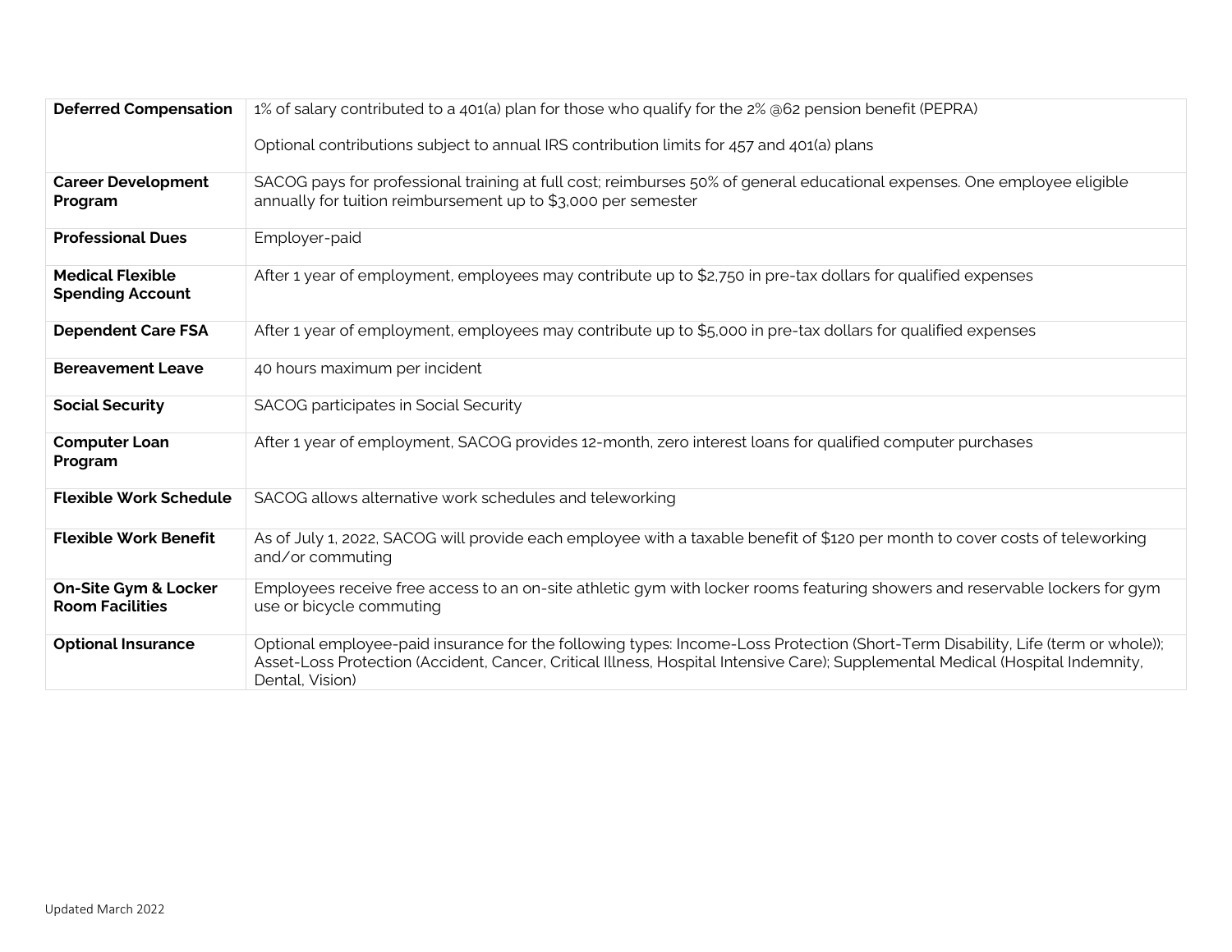| | |
|---|---|
| **Deferred Compensation** | 1% of salary contributed to a 401(a) plan for those who qualify for the 2% @62 pension benefit (PEPRA)<br><br>Optional contributions subject to annual IRS contribution limits for 457 and 401(a) plans |
| **Career Development Program** | SACOG pays for professional training at full cost; reimburses 50% of general educational expenses. One employee eligible annually for tuition reimbursement up to $3,000 per semester |
| **Professional Dues** | Employer-paid |
| **Medical Flexible Spending Account** | After 1 year of employment, employees may contribute up to $2,750 in pre-tax dollars for qualified expenses |
| **Dependent Care FSA** | After 1 year of employment, employees may contribute up to $5,000 in pre-tax dollars for qualified expenses |
| **Bereavement Leave** | 40 hours maximum per incident |
| **Social Security** | SACOG participates in Social Security |
| **Computer Loan Program** | After 1 year of employment, SACOG provides 12-month, zero interest loans for qualified computer purchases |
| **Flexible Work Schedule** | SACOG allows alternative work schedules and teleworking |
| **Flexible Work Benefit** | As of July 1, 2022, SACOG will provide each employee with a taxable benefit of $120 per month to cover costs of teleworking and/or commuting |
| **On-Site Gym & Locker Room Facilities** | Employees receive free access to an on-site athletic gym with locker rooms featuring showers and reservable lockers for gym use or bicycle commuting |
| **Optional Insurance** | Optional employee-paid insurance for the following types: Income-Loss Protection (Short-Term Disability, Life (term or whole)); Asset-Loss Protection (Accident, Cancer, Critical Illness, Hospital Intensive Care); Supplemental Medical (Hospital Indemnity, Dental, Vision) |

Updated March 2022